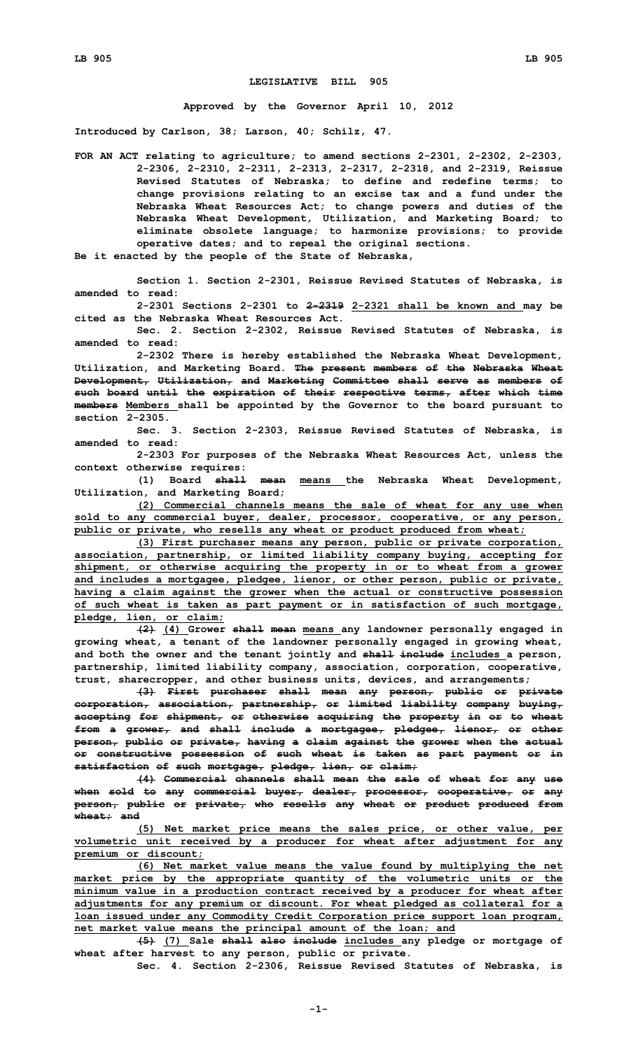**LEGISLATIVE BILL 905**

**Approved by the Governor April 10, 2012**

**Introduced by Carlson, 38; Larson, 40; Schilz, 47.**

**FOR AN ACT relating to agriculture; to amend sections 2-2301, 2-2302, 2-2303, 2-2306, 2-2310, 2-2311, 2-2313, 2-2317, 2-2318, and 2-2319, Reissue Revised Statutes of Nebraska; to define and redefine terms; to change provisions relating to an excise tax and a fund under the Nebraska Wheat Resources Act; to change powers and duties of the Nebraska Wheat Development, Utilization, and Marketing Board; to eliminate obsolete language; to harmonize provisions; to provide operative dates; and to repeal the original sections.**

**Be it enacted by the people of the State of Nebraska,**

**Section 1. Section 2-2301, Reissue Revised Statutes of Nebraska, is amended to read:**

**2-2301 Sections 2-2301 to ~~2-2319~~ <u>2-2321 shall be known and</u> may be cited as the Nebraska Wheat Resources Act.**

**Sec. 2. Section 2-2302, Reissue Revised Statutes of Nebraska, is amended to read:**

**2-2302 There is hereby established the Nebraska Wheat Development, Utilization, and Marketing Board. ~~The present members of the Nebraska Wheat Development, Utilization, and Marketing Committee shall serve as members of such board until the expiration of their respective terms, after which time members~~ <u>Members</u> shall be appointed by the Governor to the board pursuant to section 2-2305.**

**Sec. 3. Section 2-2303, Reissue Revised Statutes of Nebraska, is amended to read:**

**2-2303 For purposes of the Nebraska Wheat Resources Act, unless the context otherwise requires:**

**(1) Board ~~shall mean~~ <u>means</u> the Nebraska Wheat Development, Utilization, and Marketing Board;**

**<u>(2) Commercial channels means the sale of wheat for any use when sold to any commercial buyer, dealer, processor, cooperative, or any person, public or private, who resells any wheat or product produced from wheat;</u>**

**<u>(3) First purchaser means any person, public or private corporation, association, partnership, or limited liability company buying, accepting for shipment, or otherwise acquiring the property in or to wheat from a grower and includes a mortgagee, pledgee, lienor, or other person, public or private, having a claim against the grower when the actual or constructive possession of such wheat is taken as part payment or in satisfaction of such mortgage, pledge, lien, or claim;</u>**

**~~(2)~~ <u>(4)</u> Grower ~~shall mean~~ <u>means</u> any landowner personally engaged in growing wheat, a tenant of the landowner personally engaged in growing wheat, and both the owner and the tenant jointly and ~~shall include~~ <u>includes</u> a person, partnership, limited liability company, association, corporation, cooperative, trust, sharecropper, and other business units, devices, and arrangements;**

**~~(3) First purchaser shall mean any person, public or private corporation, association, partnership, or limited liability company buying, accepting for shipment, or otherwise acquiring the property in or to wheat from a grower, and shall include a mortgagee, pledgee, lienor, or other person, public or private, having a claim against the grower when the actual or constructive possession of such wheat is taken as part payment or in satisfaction of such mortgage, pledge, lien, or claim;~~**

**~~(4) Commercial channels shall mean the sale of wheat for any use when sold to any commercial buyer, dealer, processor, cooperative, or any person, public or private, who resells any wheat or product produced from wheat; and~~**

**<u>(5) Net market price means the sales price, or other value, per volumetric unit received by a producer for wheat after adjustment for any premium or discount;</u>**

**<u>(6) Net market value means the value found by multiplying the net market price by the appropriate quantity of the volumetric units or the minimum value in a production contract received by a producer for wheat after adjustments for any premium or discount. For wheat pledged as collateral for a loan issued under any Commodity Credit Corporation price support loan program, net market value means the principal amount of the loan; and</u>**

**~~(5)~~ <u>(7)</u> Sale ~~shall also include~~ <u>includes</u> any pledge or mortgage of wheat after harvest to any person, public or private.**

**Sec. 4. Section 2-2306, Reissue Revised Statutes of Nebraska, is**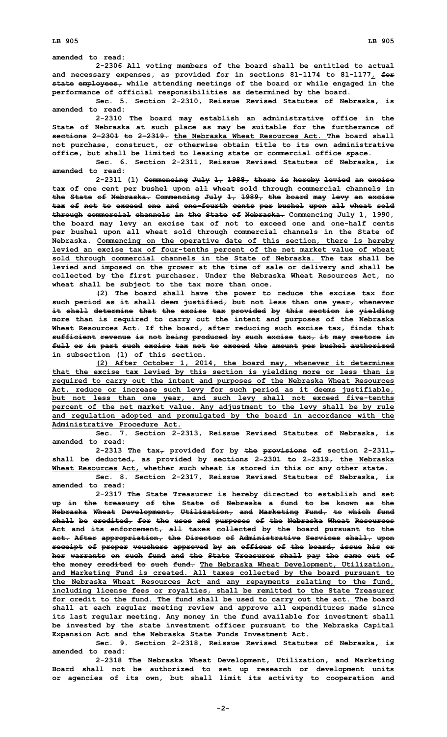amended to read:

2-2306 All voting members of the board shall be entitled to actual and necessary expenses, as provided for in sections 81-1174 to 81-1177, for state employees, while attending meetings of the board or while engaged in the performance of official responsibilities as determined by the board.

Sec. 5. Section 2-2310, Reissue Revised Statutes of Nebraska, is amended to read:

2-2310 The board may establish an administrative office in the State of Nebraska at such place as may be suitable for the furtherance of sections 2-2301 to 2-2319. the Nebraska Wheat Resources Act. The board shall not purchase, construct, or otherwise obtain title to its own administrative office, but shall be limited to leasing state or commercial office space.

Sec. 6. Section 2-2311, Reissue Revised Statutes of Nebraska, is amended to read:

2-2311 (1) Commencing July 1, 1988, there is hereby levied an excise tax of one cent per bushel upon all wheat sold through commercial channels in the State of Nebraska. Commencing July 1, 1989, the board may levy an excise tax of not to exceed one and one-fourth cents per bushel upon all wheat sold through commercial channels in the State of Nebraska. Commencing July 1, 1990, the board may levy an excise tax of not to exceed one and one-half cents per bushel upon all wheat sold through commercial channels in the State of Nebraska. Commencing on the operative date of this section, there is hereby levied an excise tax of four-tenths percent of the net market value of wheat sold through commercial channels in the State of Nebraska. The tax shall be levied and imposed on the grower at the time of sale or delivery and shall be collected by the first purchaser. Under the Nebraska Wheat Resources Act, no wheat shall be subject to the tax more than once.

(2) The board shall have the power to reduce the excise tax for such period as it shall deem justified, but not less than one year, whenever it shall determine that the excise tax provided by this section is yielding more than is required to carry out the intent and purposes of the Nebraska Wheat Resources Act. If the board, after reducing such excise tax, finds that sufficient revenue is not being produced by such excise tax, it may restore in full or in part such excise tax not to exceed the amount per bushel authorized in subsection (1) of this section.

(2) After October 1, 2014, the board may, whenever it determines that the excise tax levied by this section is yielding more or less than is required to carry out the intent and purposes of the Nebraska Wheat Resources Act, reduce or increase such levy for such period as it deems justifiable, but not less than one year, and such levy shall not exceed five-tenths percent of the net market value. Any adjustment to the levy shall be by rule and regulation adopted and promulgated by the board in accordance with the Administrative Procedure Act.

Sec. 7. Section 2-2313, Reissue Revised Statutes of Nebraska, is amended to read:

2-2313 The tax, provided for by the provisions of section 2-2311, shall be deducted, as provided by sections 2-2301 to 2-2319, the Nebraska Wheat Resources Act, whether such wheat is stored in this or any other state.

Sec. 8. Section 2-2317, Reissue Revised Statutes of Nebraska, is amended to read:

2-2317 The State Treasurer is hereby directed to establish and set up in the treasury of the State of Nebraska a fund to be known as the Nebraska Wheat Development, Utilization, and Marketing Fund, to which fund shall be credited, for the uses and purposes of the Nebraska Wheat Resources Act and its enforcement, all taxes collected by the board pursuant to the act. After appropriation, the Director of Administrative Services shall, upon receipt of proper vouchers approved by an officer of the board, issue his or her warrants on such fund and the State Treasurer shall pay the same out of the money credited to such fund. The Nebraska Wheat Development, Utilization, and Marketing Fund is created. All taxes collected by the board pursuant to the Nebraska Wheat Resources Act and any repayments relating to the fund, including license fees or royalties, shall be remitted to the State Treasurer for credit to the fund. The fund shall be used to carry out the act. The board shall at each regular meeting review and approve all expenditures made since its last regular meeting. Any money in the fund available for investment shall be invested by the state investment officer pursuant to the Nebraska Capital Expansion Act and the Nebraska State Funds Investment Act.

Sec. 9. Section 2-2318, Reissue Revised Statutes of Nebraska, is amended to read:

2-2318 The Nebraska Wheat Development, Utilization, and Marketing Board shall not be authorized to set up research or development units or agencies of its own, but shall limit its activity to cooperation and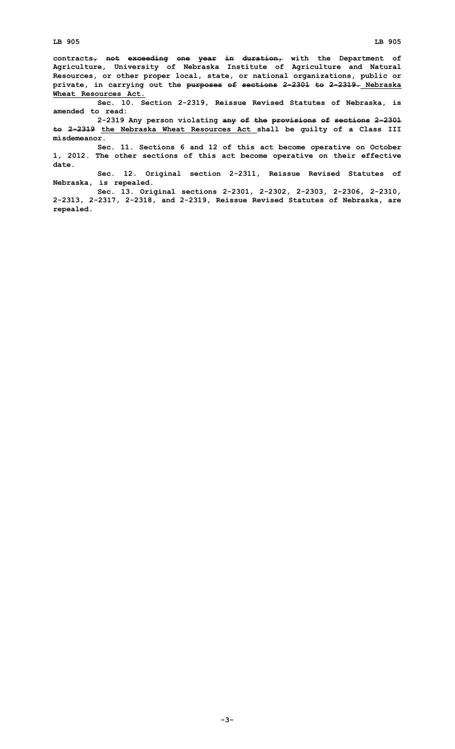contracts, ~~not exceeding one year in duration,~~ with the Department of Agriculture, University of Nebraska Institute of Agriculture and Natural Resources, or other proper local, state, or national organizations, public or private, in carrying out the ~~purposes of sections 2-2301 to 2-2319.~~ Nebraska Wheat Resources Act.

Sec. 10. Section 2-2319, Reissue Revised Statutes of Nebraska, is amended to read:

2-2319 Any person violating ~~any of the provisions of sections 2-2301 to 2-2319~~ the Nebraska Wheat Resources Act shall be guilty of a Class III misdemeanor.

Sec. 11. Sections 6 and 12 of this act become operative on October 1, 2012. The other sections of this act become operative on their effective date.

Sec. 12. Original section 2-2311, Reissue Revised Statutes of Nebraska, is repealed.

Sec. 13. Original sections 2-2301, 2-2302, 2-2303, 2-2306, 2-2310, 2-2313, 2-2317, 2-2318, and 2-2319, Reissue Revised Statutes of Nebraska, are repealed.